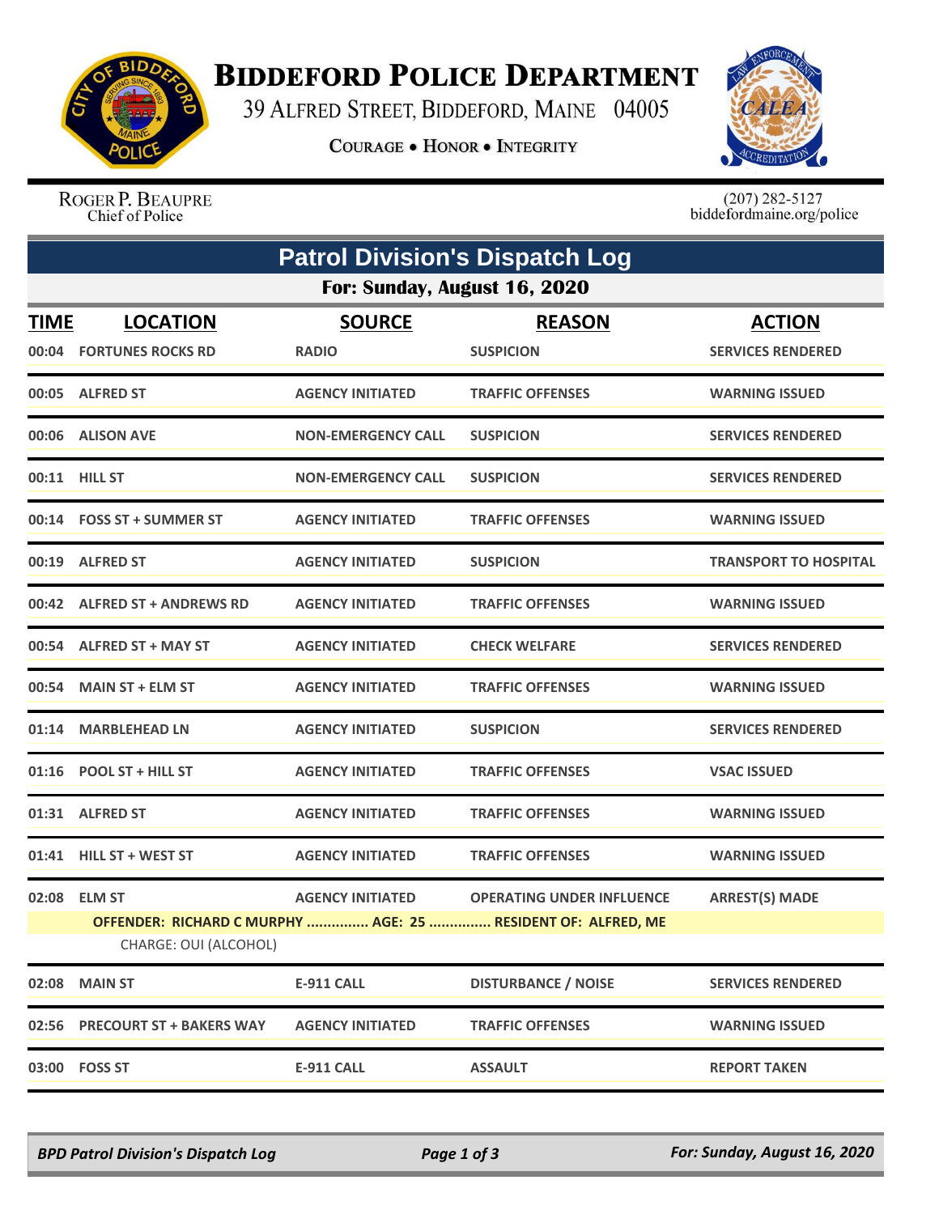# BIDDEFORD POLICE DEPARTMENT

39 ALFRED STREET, BIDDEFORD, MAINE 04005

COURAGE • HONOR • INTEGRITY

ROGER P. BEAUPRE
Chief of Police

(207) 282-5127
biddefordmaine.org/police

## Patrol Division's Dispatch Log

### For: Sunday, August 16, 2020

| TIME | LOCATION | SOURCE | REASON | ACTION |
|---|---|---|---|---|
| 00:04 | FORTUNES ROCKS RD | RADIO | SUSPICION | SERVICES RENDERED |
| 00:05 | ALFRED ST | AGENCY INITIATED | TRAFFIC OFFENSES | WARNING ISSUED |
| 00:06 | ALISON AVE | NON-EMERGENCY CALL | SUSPICION | SERVICES RENDERED |
| 00:11 | HILL ST | NON-EMERGENCY CALL | SUSPICION | SERVICES RENDERED |
| 00:14 | FOSS ST + SUMMER ST | AGENCY INITIATED | TRAFFIC OFFENSES | WARNING ISSUED |
| 00:19 | ALFRED ST | AGENCY INITIATED | SUSPICION | TRANSPORT TO HOSPITAL |
| 00:42 | ALFRED ST + ANDREWS RD | AGENCY INITIATED | TRAFFIC OFFENSES | WARNING ISSUED |
| 00:54 | ALFRED ST + MAY ST | AGENCY INITIATED | CHECK WELFARE | SERVICES RENDERED |
| 00:54 | MAIN ST + ELM ST | AGENCY INITIATED | TRAFFIC OFFENSES | WARNING ISSUED |
| 01:14 | MARBLEHEAD LN | AGENCY INITIATED | SUSPICION | SERVICES RENDERED |
| 01:16 | POOL ST + HILL ST | AGENCY INITIATED | TRAFFIC OFFENSES | VSAC ISSUED |
| 01:31 | ALFRED ST | AGENCY INITIATED | TRAFFIC OFFENSES | WARNING ISSUED |
| 01:41 | HILL ST + WEST ST | AGENCY INITIATED | TRAFFIC OFFENSES | WARNING ISSUED |
| 02:08 | ELM ST | AGENCY INITIATED | OPERATING UNDER INFLUENCE | ARREST(S) MADE |
| | OFFENDER: RICHARD C MURPHY ............... AGE: 25 ............... RESIDENT OF: ALFRED, ME | | | |
| | CHARGE: OUI (ALCOHOL) | | | |
| 02:08 | MAIN ST | E-911 CALL | DISTURBANCE / NOISE | SERVICES RENDERED |
| 02:56 | PRECOURT ST + BAKERS WAY | AGENCY INITIATED | TRAFFIC OFFENSES | WARNING ISSUED |
| 03:00 | FOSS ST | E-911 CALL | ASSAULT | REPORT TAKEN |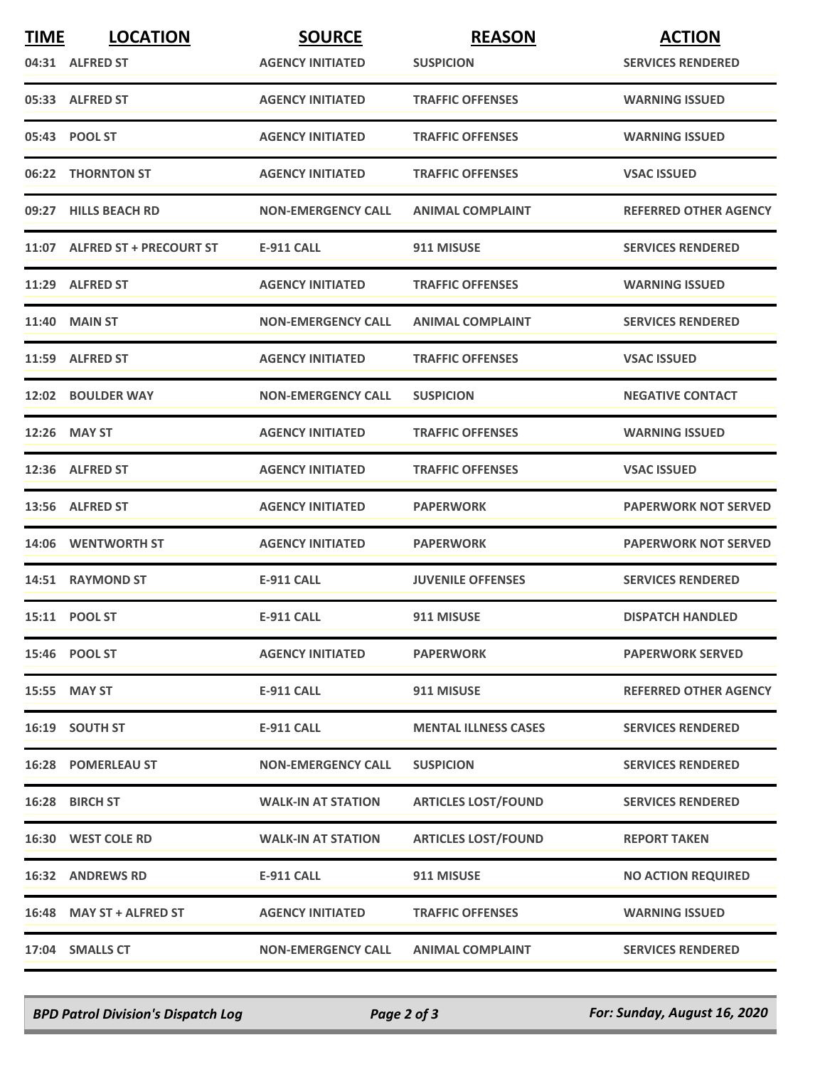| TIME | LOCATION | SOURCE | REASON | ACTION |
|---|---|---|---|---|
| 04:31 | ALFRED ST | AGENCY INITIATED | SUSPICION | SERVICES RENDERED |
| 05:33 | ALFRED ST | AGENCY INITIATED | TRAFFIC OFFENSES | WARNING ISSUED |
| 05:43 | POOL ST | AGENCY INITIATED | TRAFFIC OFFENSES | WARNING ISSUED |
| 06:22 | THORNTON ST | AGENCY INITIATED | TRAFFIC OFFENSES | VSAC ISSUED |
| 09:27 | HILLS BEACH RD | NON-EMERGENCY CALL | ANIMAL COMPLAINT | REFERRED OTHER AGENCY |
| 11:07 | ALFRED ST + PRECOURT ST | E-911 CALL | 911 MISUSE | SERVICES RENDERED |
| 11:29 | ALFRED ST | AGENCY INITIATED | TRAFFIC OFFENSES | WARNING ISSUED |
| 11:40 | MAIN ST | NON-EMERGENCY CALL | ANIMAL COMPLAINT | SERVICES RENDERED |
| 11:59 | ALFRED ST | AGENCY INITIATED | TRAFFIC OFFENSES | VSAC ISSUED |
| 12:02 | BOULDER WAY | NON-EMERGENCY CALL | SUSPICION | NEGATIVE CONTACT |
| 12:26 | MAY ST | AGENCY INITIATED | TRAFFIC OFFENSES | WARNING ISSUED |
| 12:36 | ALFRED ST | AGENCY INITIATED | TRAFFIC OFFENSES | VSAC ISSUED |
| 13:56 | ALFRED ST | AGENCY INITIATED | PAPERWORK | PAPERWORK NOT SERVED |
| 14:06 | WENTWORTH ST | AGENCY INITIATED | PAPERWORK | PAPERWORK NOT SERVED |
| 14:51 | RAYMOND ST | E-911 CALL | JUVENILE OFFENSES | SERVICES RENDERED |
| 15:11 | POOL ST | E-911 CALL | 911 MISUSE | DISPATCH HANDLED |
| 15:46 | POOL ST | AGENCY INITIATED | PAPERWORK | PAPERWORK SERVED |
| 15:55 | MAY ST | E-911 CALL | 911 MISUSE | REFERRED OTHER AGENCY |
| 16:19 | SOUTH ST | E-911 CALL | MENTAL ILLNESS CASES | SERVICES RENDERED |
| 16:28 | POMERLEAU ST | NON-EMERGENCY CALL | SUSPICION | SERVICES RENDERED |
| 16:28 | BIRCH ST | WALK-IN AT STATION | ARTICLES LOST/FOUND | SERVICES RENDERED |
| 16:30 | WEST COLE RD | WALK-IN AT STATION | ARTICLES LOST/FOUND | REPORT TAKEN |
| 16:32 | ANDREWS RD | E-911 CALL | 911 MISUSE | NO ACTION REQUIRED |
| 16:48 | MAY ST + ALFRED ST | AGENCY INITIATED | TRAFFIC OFFENSES | WARNING ISSUED |
| 17:04 | SMALLS CT | NON-EMERGENCY CALL | ANIMAL COMPLAINT | SERVICES RENDERED |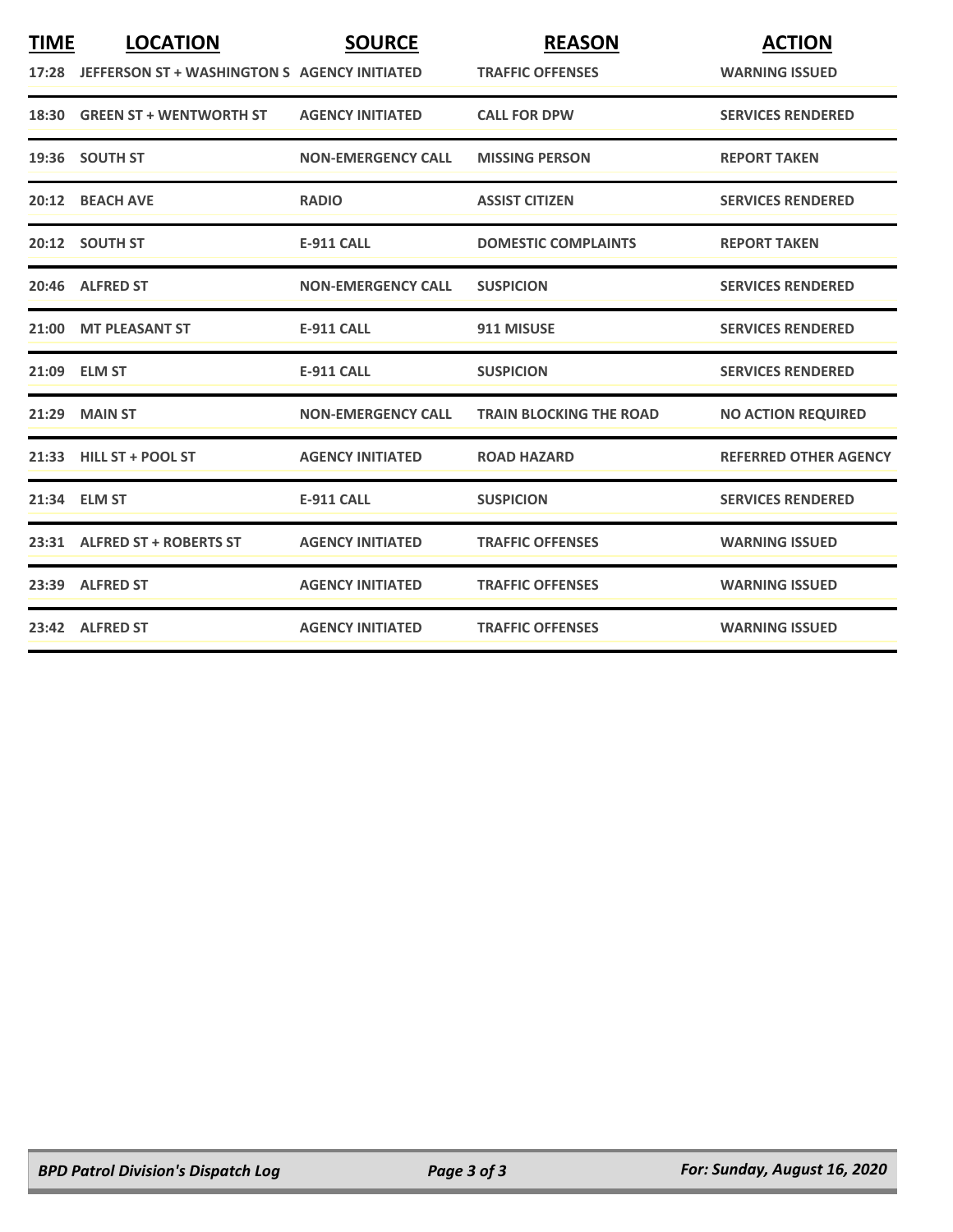| TIME | LOCATION | SOURCE | REASON | ACTION |
| --- | --- | --- | --- | --- |
| 17:28 | JEFFERSON ST + WASHINGTON S | AGENCY INITIATED | TRAFFIC OFFENSES | WARNING ISSUED |
| 18:30 | GREEN ST + WENTWORTH ST | AGENCY INITIATED | CALL FOR DPW | SERVICES RENDERED |
| 19:36 | SOUTH ST | NON-EMERGENCY CALL | MISSING PERSON | REPORT TAKEN |
| 20:12 | BEACH AVE | RADIO | ASSIST CITIZEN | SERVICES RENDERED |
| 20:12 | SOUTH ST | E-911 CALL | DOMESTIC COMPLAINTS | REPORT TAKEN |
| 20:46 | ALFRED ST | NON-EMERGENCY CALL | SUSPICION | SERVICES RENDERED |
| 21:00 | MT PLEASANT ST | E-911 CALL | 911 MISUSE | SERVICES RENDERED |
| 21:09 | ELM ST | E-911 CALL | SUSPICION | SERVICES RENDERED |
| 21:29 | MAIN ST | NON-EMERGENCY CALL | TRAIN BLOCKING THE ROAD | NO ACTION REQUIRED |
| 21:33 | HILL ST + POOL ST | AGENCY INITIATED | ROAD HAZARD | REFERRED OTHER AGENCY |
| 21:34 | ELM ST | E-911 CALL | SUSPICION | SERVICES RENDERED |
| 23:31 | ALFRED ST + ROBERTS ST | AGENCY INITIATED | TRAFFIC OFFENSES | WARNING ISSUED |
| 23:39 | ALFRED ST | AGENCY INITIATED | TRAFFIC OFFENSES | WARNING ISSUED |
| 23:42 | ALFRED ST | AGENCY INITIATED | TRAFFIC OFFENSES | WARNING ISSUED |